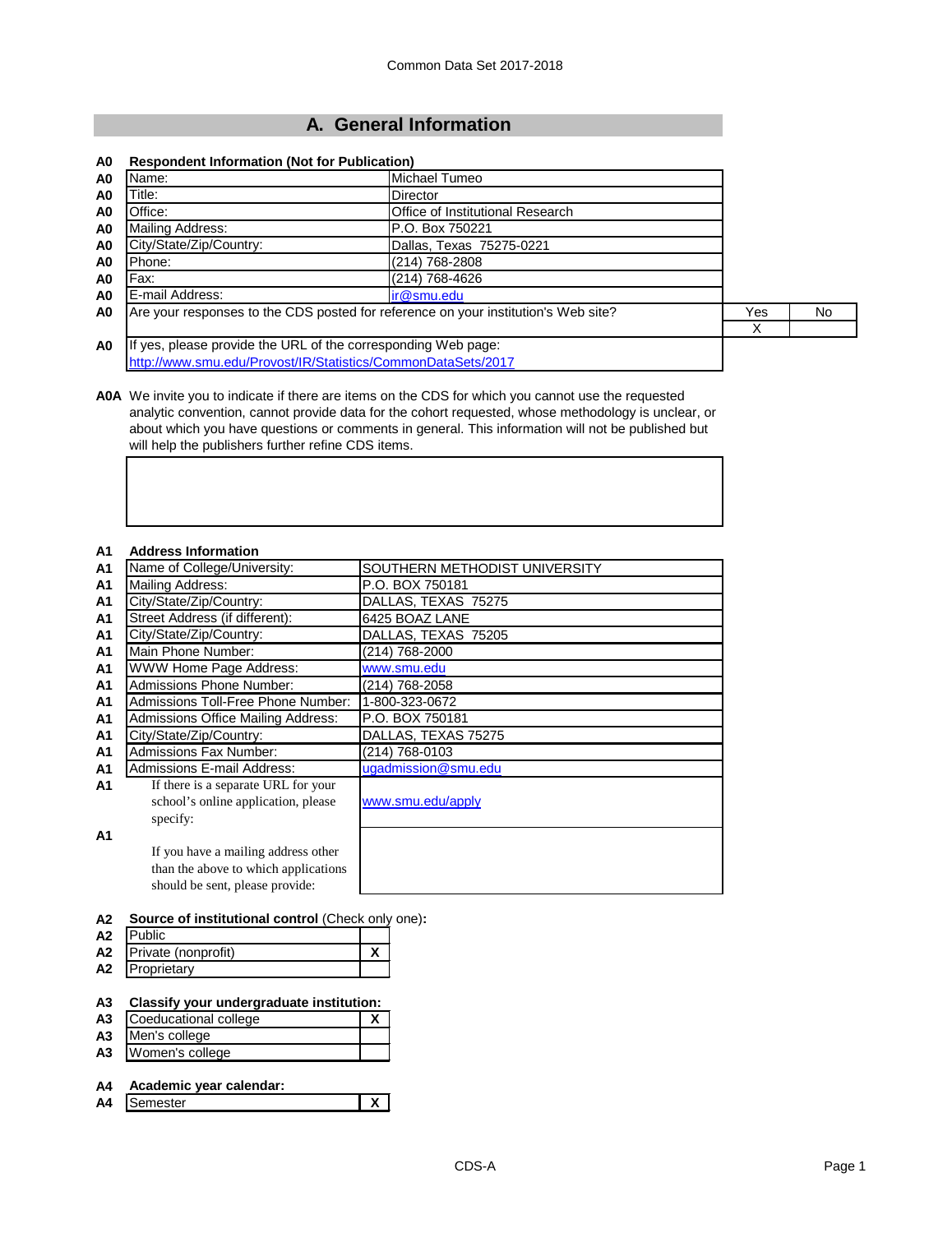Common Data Set 2017-2018

# A. General Information

**A0 Respondent Information (Not for Publication)**

| | | |
|---|---|---|
| A0 | Name: | Michael Tumeo |
| A0 | Title: | Director |
| A0 | Office: | Office of Institutional Research |
| A0 | Mailing Address: | P.O. Box 750221 |
| A0 | City/State/Zip/Country: | Dallas, Texas 75275-0221 |
| A0 | Phone: | (214) 768-2808 |
| A0 | Fax: | (214) 768-4626 |
| A0 | E-mail Address: | ir@smu.edu |

| | | Yes | No |
|---|---|---|---|
| A0 | Are your responses to the CDS posted for reference on your institution's Web site? | X | |

**A0** If yes, please provide the URL of the corresponding Web page:
http://www.smu.edu/Provost/IR/Statistics/CommonDataSets/2017

**A0A** We invite you to indicate if there are items on the CDS for which you cannot use the requested analytic convention, cannot provide data for the cohort requested, whose methodology is unclear, or about which you have questions or comments in general. This information will not be published but will help the publishers further refine CDS items.

**A1 Address Information**

| | | |
|---|---|---|
| A1 | Name of College/University: | SOUTHERN METHODIST UNIVERSITY |
| A1 | Mailing Address: | P.O. BOX 750181 |
| A1 | City/State/Zip/Country: | DALLAS, TEXAS 75275 |
| A1 | Street Address (if different): | 6425 BOAZ LANE |
| A1 | City/State/Zip/Country: | DALLAS, TEXAS 75205 |
| A1 | Main Phone Number: | (214) 768-2000 |
| A1 | WWW Home Page Address: | www.smu.edu |
| A1 | Admissions Phone Number: | (214) 768-2058 |
| A1 | Admissions Toll-Free Phone Number: | 1-800-323-0672 |
| A1 | Admissions Office Mailing Address: | P.O. BOX 750181 |
| A1 | City/State/Zip/Country: | DALLAS, TEXAS 75275 |
| A1 | Admissions Fax Number: | (214) 768-0103 |
| A1 | Admissions E-mail Address: | ugadmission@smu.edu |
| A1 | If there is a separate URL for your school's online application, please specify: | www.smu.edu/apply |
| A1 | If you have a mailing address other than the above to which applications should be sent, please provide: | |

**A2 Source of institutional control** (Check only one)**:**

| | | |
|---|---|---|
| A2 | Public | |
| A2 | Private (nonprofit) | X |
| A2 | Proprietary | |

**A3 Classify your undergraduate institution:**

| | | |
|---|---|---|
| A3 | Coeducational college | X |
| A3 | Men's college | |
| A3 | Women's college | |

**A4 Academic year calendar:**

| | | |
|---|---|---|
| A4 | Semester | X |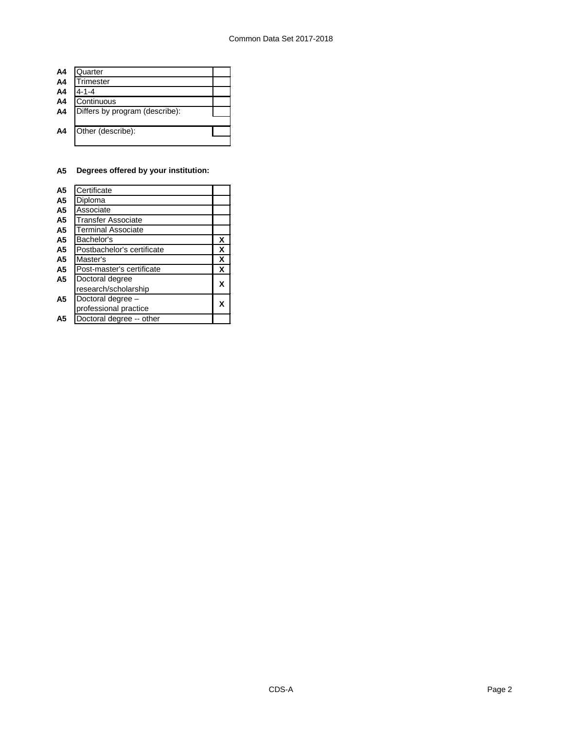| | | |
|---|---|---|
| A4 | Quarter | |
| A4 | Trimester | |
| A4 | 4-1-4 | |
| A4 | Continuous | |
| A4 | Differs by program (describe): | |
| A4 | Other (describe): | |

**A5 Degrees offered by your institution:**

| | | |
|---|---|---|
| A5 | Certificate | |
| A5 | Diploma | |
| A5 | Associate | |
| A5 | Transfer Associate | |
| A5 | Terminal Associate | |
| A5 | Bachelor's | X |
| A5 | Postbachelor's certificate | X |
| A5 | Master's | X |
| A5 | Post-master's certificate | X |
| A5 | Doctoral degree research/scholarship | X |
| A5 | Doctoral degree – professional practice | X |
| A5 | Doctoral degree -- other | |